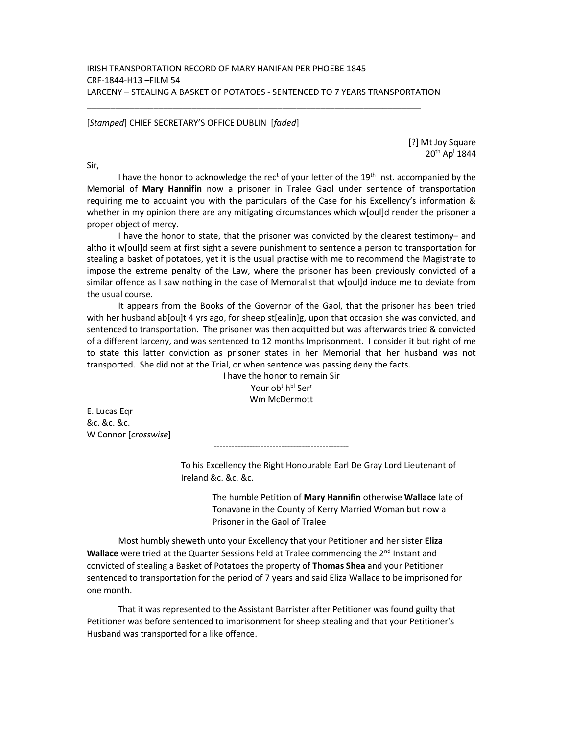IRISH TRANSPORTATION RECORD OF MARY HANIFAN PER PHOEBE 1845
CRF-1844-H13 –FILM 54
LARCENY – STEALING A BASKET OF POTATOES - SENTENCED TO 7 YEARS TRANSPORTATION

---

[*Stamped*] CHIEF SECRETARY'S OFFICE DUBLIN [*faded*]

[?] Mt Joy Square
20th Apl 1844

Sir,

I have the honor to acknowledge the rect of your letter of the 19th Inst. accompanied by the Memorial of **Mary Hannifin** now a prisoner in Tralee Gaol under sentence of transportation requiring me to acquaint you with the particulars of the Case for his Excellency's information & whether in my opinion there are any mitigating circumstances which w[oul]d render the prisoner a proper object of mercy.

I have the honor to state, that the prisoner was convicted by the clearest testimony– and altho it w[oul]d seem at first sight a severe punishment to sentence a person to transportation for stealing a basket of potatoes, yet it is the usual practise with me to recommend the Magistrate to impose the extreme penalty of the Law, where the prisoner has been previously convicted of a similar offence as I saw nothing in the case of Memoralist that w[oul]d induce me to deviate from the usual course.

It appears from the Books of the Governor of the Gaol, that the prisoner has been tried with her husband ab[ou]t 4 yrs ago, for sheep st[ealin]g, upon that occasion she was convicted, and sentenced to transportation. The prisoner was then acquitted but was afterwards tried & convicted of a different larceny, and was sentenced to 12 months Imprisonment. I consider it but right of me to state this latter conviction as prisoner states in her Memorial that her husband was not transported. She did not at the Trial, or when sentence was passing deny the facts.

I have the honor to remain Sir
Your obt hbl Serr
Wm McDermott

E. Lucas Eqr
&c. &c. &c.
W Connor [*crosswise*]

---

To his Excellency the Right Honourable Earl De Gray Lord Lieutenant of Ireland &c. &c. &c.

The humble Petition of **Mary Hannifin** otherwise **Wallace** late of Tonavane in the County of Kerry Married Woman but now a Prisoner in the Gaol of Tralee

Most humbly sheweth unto your Excellency that your Petitioner and her sister **Eliza Wallace** were tried at the Quarter Sessions held at Tralee commencing the 2nd Instant and convicted of stealing a Basket of Potatoes the property of **Thomas Shea** and your Petitioner sentenced to transportation for the period of 7 years and said Eliza Wallace to be imprisoned for one month.

That it was represented to the Assistant Barrister after Petitioner was found guilty that Petitioner was before sentenced to imprisonment for sheep stealing and that your Petitioner's Husband was transported for a like offence.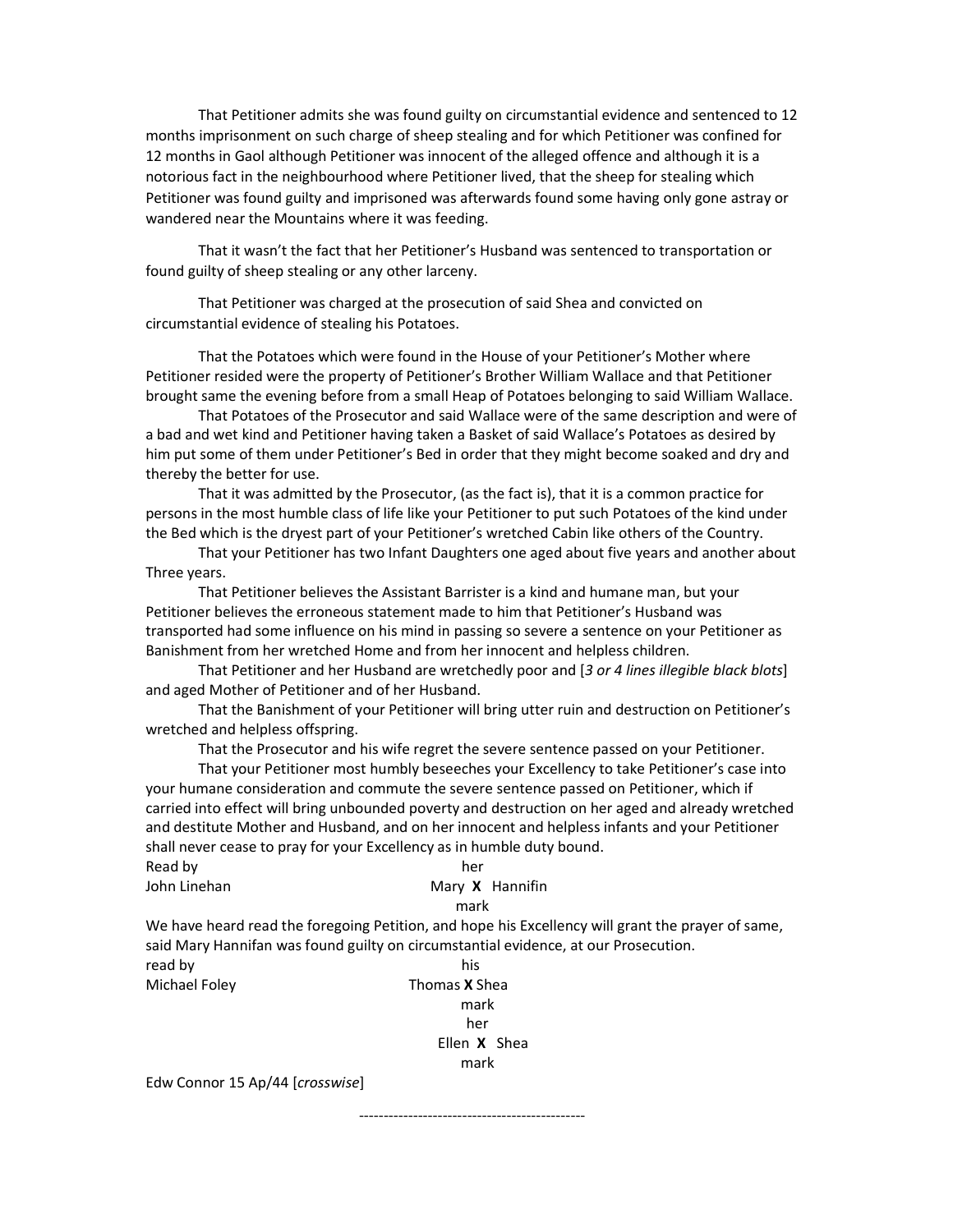That Petitioner admits she was found guilty on circumstantial evidence and sentenced to 12 months imprisonment on such charge of sheep stealing and for which Petitioner was confined for 12 months in Gaol although Petitioner was innocent of the alleged offence and although it is a notorious fact in the neighbourhood where Petitioner lived, that the sheep for stealing which Petitioner was found guilty and imprisoned was afterwards found some having only gone astray or wandered near the Mountains where it was feeding.

That it wasn't the fact that her Petitioner's Husband was sentenced to transportation or found guilty of sheep stealing or any other larceny.

That Petitioner was charged at the prosecution of said Shea and convicted on circumstantial evidence of stealing his Potatoes.

That the Potatoes which were found in the House of your Petitioner's Mother where Petitioner resided were the property of Petitioner's Brother William Wallace and that Petitioner brought same the evening before from a small Heap of Potatoes belonging to said William Wallace.

That Potatoes of the Prosecutor and said Wallace were of the same description and were of a bad and wet kind and Petitioner having taken a Basket of said Wallace's Potatoes as desired by him put some of them under Petitioner's Bed in order that they might become soaked and dry and thereby the better for use.

That it was admitted by the Prosecutor, (as the fact is), that it is a common practice for persons in the most humble class of life like your Petitioner to put such Potatoes of the kind under the Bed which is the dryest part of your Petitioner's wretched Cabin like others of the Country.

That your Petitioner has two Infant Daughters one aged about five years and another about Three years.

That Petitioner believes the Assistant Barrister is a kind and humane man, but your Petitioner believes the erroneous statement made to him that Petitioner's Husband was transported had some influence on his mind in passing so severe a sentence on your Petitioner as Banishment from her wretched Home and from her innocent and helpless children.

That Petitioner and her Husband are wretchedly poor and [*3 or 4 lines illegible black blots*] and aged Mother of Petitioner and of her Husband.

That the Banishment of your Petitioner will bring utter ruin and destruction on Petitioner's wretched and helpless offspring.

That the Prosecutor and his wife regret the severe sentence passed on your Petitioner.

That your Petitioner most humbly beseeches your Excellency to take Petitioner's case into your humane consideration and commute the severe sentence passed on Petitioner, which if carried into effect will bring unbounded poverty and destruction on her aged and already wretched and destitute Mother and Husband, and on her innocent and helpless infants and your Petitioner shall never cease to pray for your Excellency as in humble duty bound.

Read by John Linehan

her
Mary **X** Hannifin
mark

We have heard read the foregoing Petition, and hope his Excellency will grant the prayer of same, said Mary Hannifan was found guilty on circumstantial evidence, at our Prosecution.

read by Michael Foley

his
Thomas **X** Shea
mark

her
Ellen **X** Shea
mark

Edw Connor 15 Ap/44 [*crosswise*]

---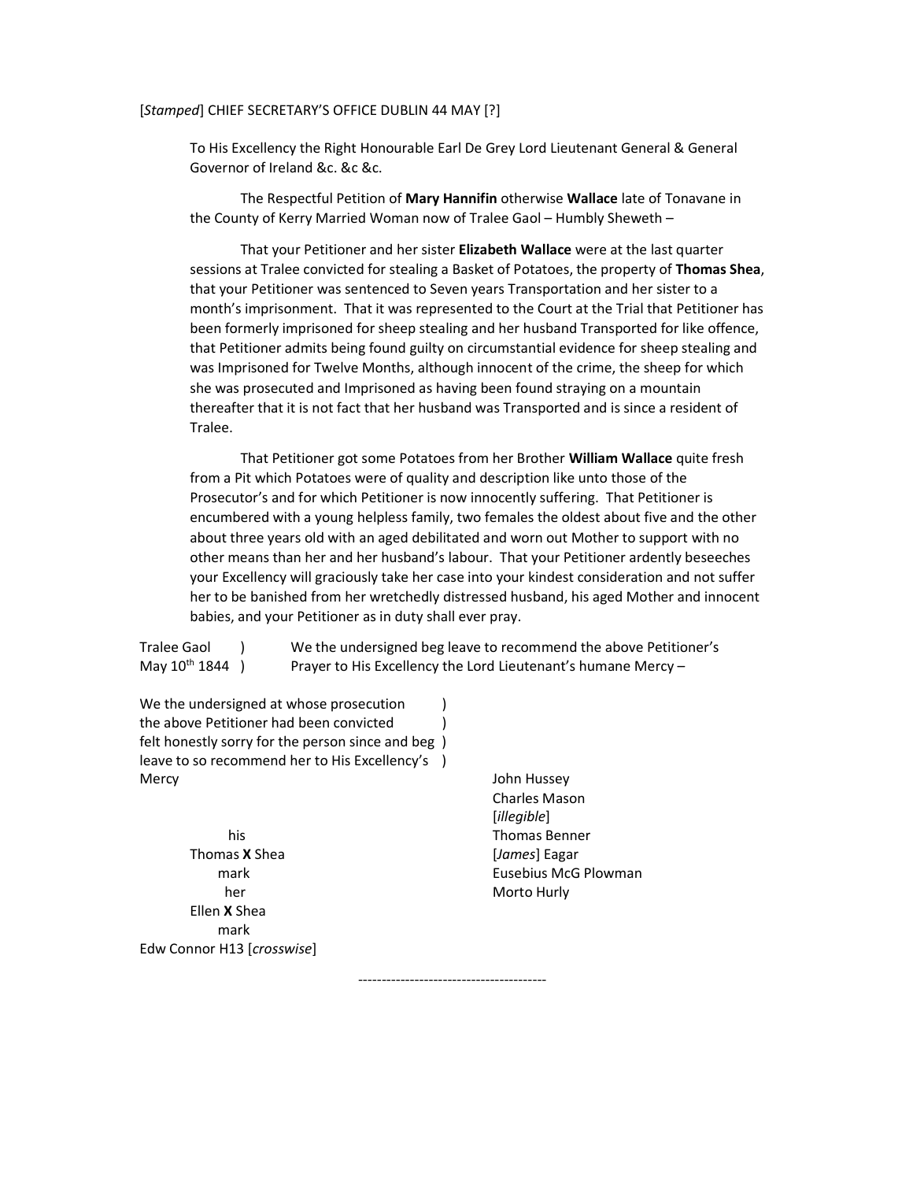[*Stamped*] CHIEF SECRETARY'S OFFICE DUBLIN 44 MAY [?]

To His Excellency the Right Honourable Earl De Grey Lord Lieutenant General & General Governor of Ireland &c. &c &c.

The Respectful Petition of **Mary Hannifin** otherwise **Wallace** late of Tonavane in the County of Kerry Married Woman now of Tralee Gaol – Humbly Sheweth –

That your Petitioner and her sister **Elizabeth Wallace** were at the last quarter sessions at Tralee convicted for stealing a Basket of Potatoes, the property of **Thomas Shea**, that your Petitioner was sentenced to Seven years Transportation and her sister to a month's imprisonment. That it was represented to the Court at the Trial that Petitioner has been formerly imprisoned for sheep stealing and her husband Transported for like offence, that Petitioner admits being found guilty on circumstantial evidence for sheep stealing and was Imprisoned for Twelve Months, although innocent of the crime, the sheep for which she was prosecuted and Imprisoned as having been found straying on a mountain thereafter that it is not fact that her husband was Transported and is since a resident of Tralee.

That Petitioner got some Potatoes from her Brother **William Wallace** quite fresh from a Pit which Potatoes were of quality and description like unto those of the Prosecutor's and for which Petitioner is now innocently suffering. That Petitioner is encumbered with a young helpless family, two females the oldest about five and the other about three years old with an aged debilitated and worn out Mother to support with no other means than her and her husband's labour. That your Petitioner ardently beseeches your Excellency will graciously take her case into your kindest consideration and not suffer her to be banished from her wretchedly distressed husband, his aged Mother and innocent babies, and your Petitioner as in duty shall ever pray.

Tralee Gaol )
May 10th 1844 )

We the undersigned beg leave to recommend the above Petitioner's Prayer to His Excellency the Lord Lieutenant's humane Mercy –

John Hussey
Charles Mason
[*illegible*]
Thomas Benner
[*James*] Eagar
Eusebius McG Plowman
Morto Hurly

We the undersigned at whose prosecution )
the above Petitioner had been convicted )
felt honestly sorry for the person since and beg )
leave to so recommend her to His Excellency's )
Mercy

his
Thomas **X** Shea
mark

her
Ellen **X** Shea
mark

Edw Connor H13 [*crosswise*]

----------------------------------------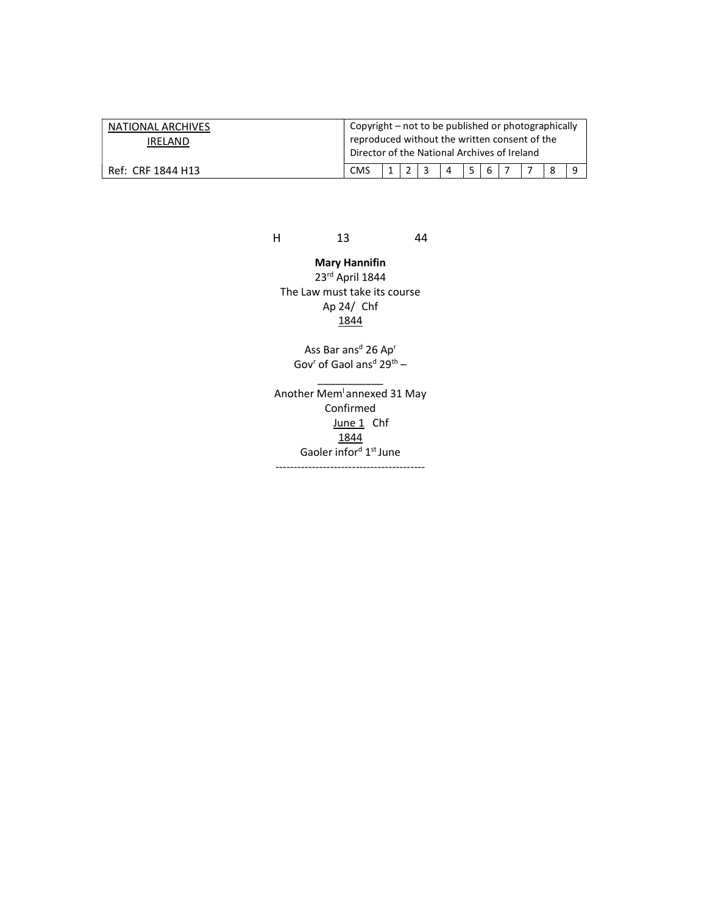| NATIONAL ARCHIVES IRELAND | Copyright – not to be published or photographically reproduced without the written consent of the Director of the National Archives of Ireland | | | | | | | | | | | |
|---|---|---|---|---|---|---|---|---|---|---|---|---|
| Ref: CRF 1844 H13 | CMS | 1 | 2 | 3 | 4 | 5 | 6 | 7 | 7 | 8 | 9 | |

H 13 44

**Mary Hannifin**

23rd April 1844

The Law must take its course

Ap 24/ Chf

1844

Ass Bar ansd 26 Apr

Govr of Gaol ansd 29th –

---

Another Meml annexed 31 May

Confirmed

June 1 Chf

1844

Gaoler inford 1st June

---